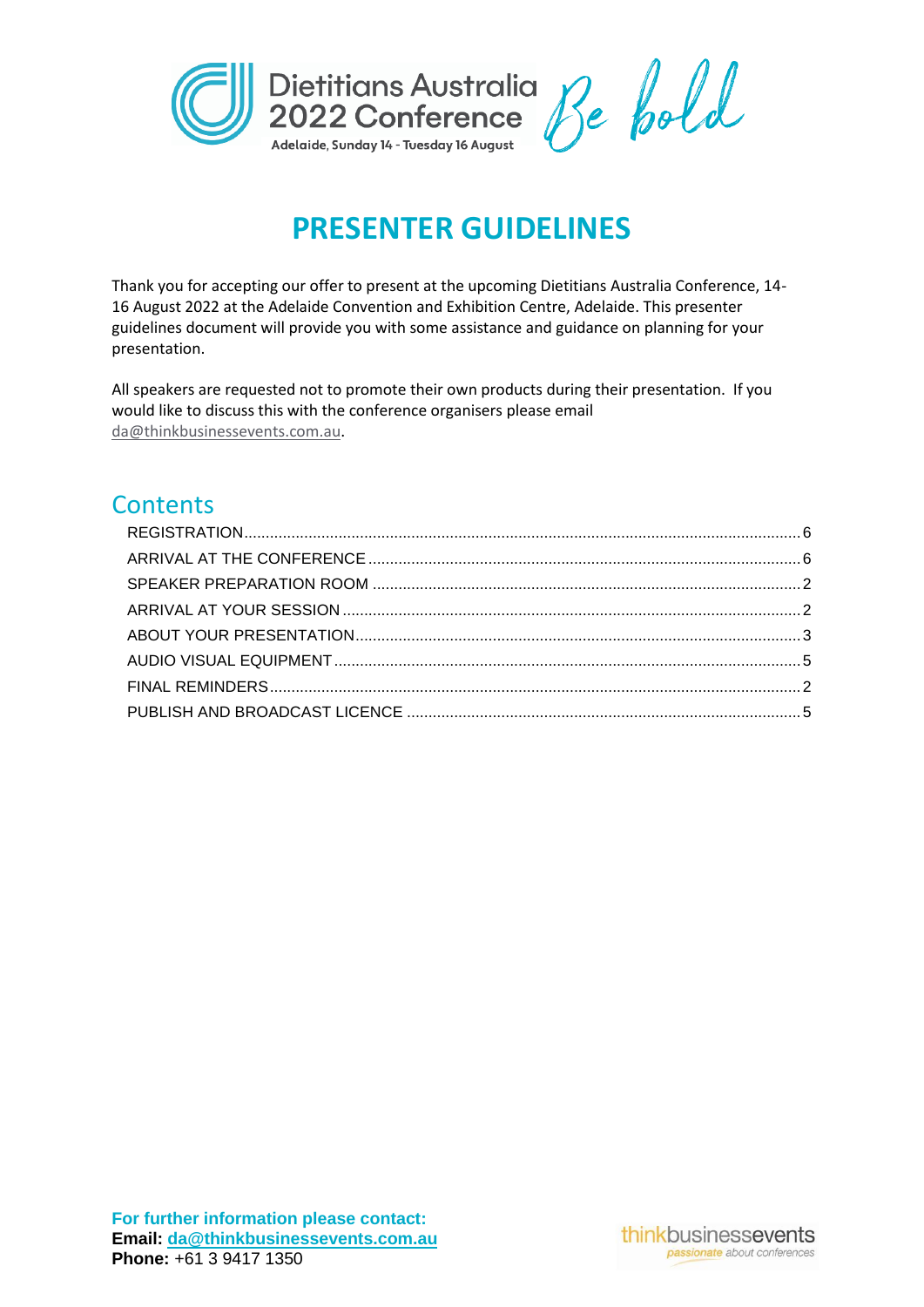# PRESENTER GUIDELINES

Thank you for accepting our offer to present at the upcoming Dietitians Australia Conference, 14-16 August 2022 at the Adelaide Convention and Exhibition Centre, Adelaide. This presenter guidelines document will provide you with some assistance and guidance on planning for your presentation.

All speakers are requested not to promote their own products during their presentation. If you would like to discuss this with the conference organisers please email da@thinkbusinessevents.com.au.

## Contents

- REGISTRATION .......... 6
- ARRIVAL AT THE CONFERENCE .......... 6
- SPEAKER PREPARATION ROOM .......... 2
- ARRIVAL AT YOUR SESSION .......... 2
- ABOUT YOUR PRESENTATION .......... 3
- AUDIO VISUAL EQUIPMENT .......... 5
- FINAL REMINDERS .......... 2
- PUBLISH AND BROADCAST LICENCE .......... 5

**For further information please contact:**
**Email:** da@thinkbusinessevents.com.au
**Phone:** +61 3 9417 1350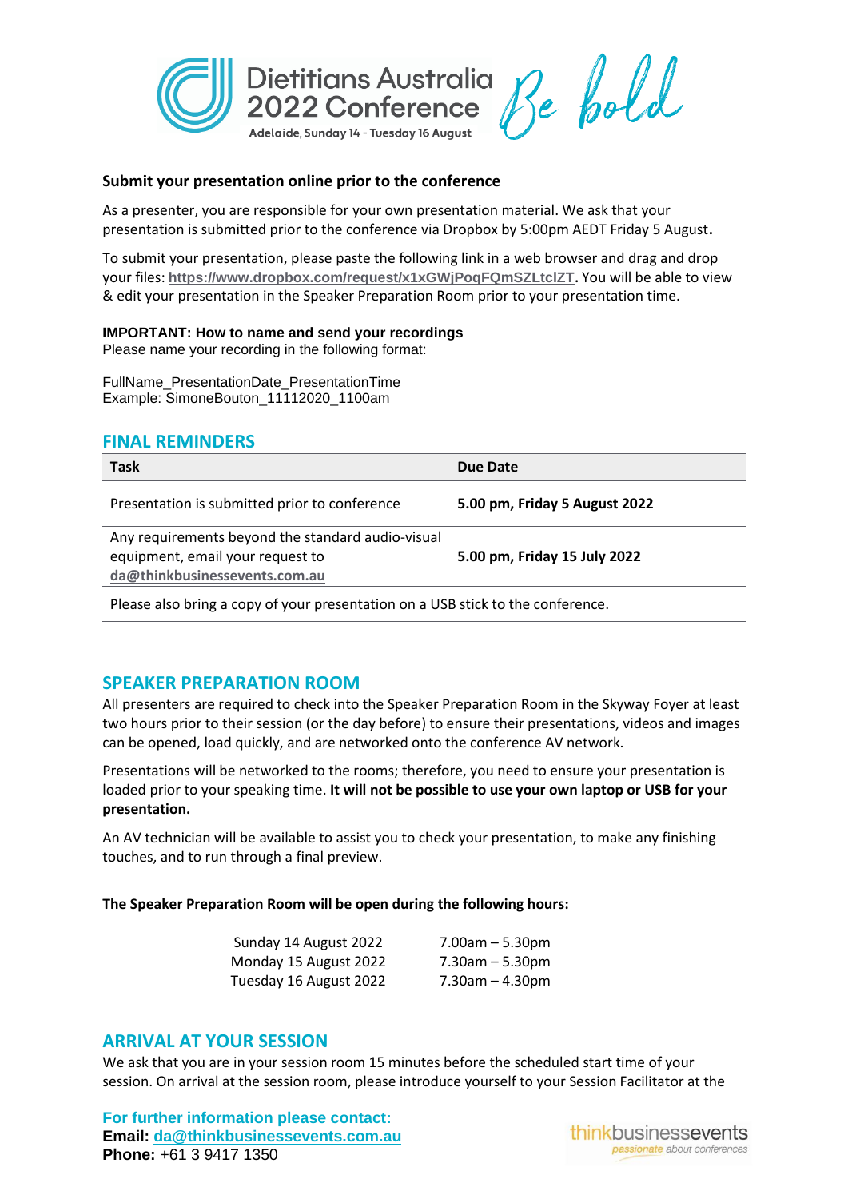## Submit your presentation online prior to the conference

As a presenter, you are responsible for your own presentation material. We ask that your presentation is submitted prior to the conference via Dropbox by 5:00pm AEDT Friday 5 August**.**

To submit your presentation, please paste the following link in a web browser and drag and drop your files: **https://www.dropbox.com/request/x1xGWjPoqFQmSZLtclZT.** You will be able to view & edit your presentation in the Speaker Preparation Room prior to your presentation time.

**IMPORTANT: How to name and send your recordings**
Please name your recording in the following format:

FullName_PresentationDate_PresentationTime
Example: SimoneBouton_11112020_1100am

## FINAL REMINDERS

| Task | Due Date |
|---|---|
| Presentation is submitted prior to conference | **5.00 pm, Friday 5 August 2022** |
| Any requirements beyond the standard audio-visual equipment, email your request to da@thinkbusinessevents.com.au | **5.00 pm, Friday 15 July 2022** |
| Please also bring a copy of your presentation on a USB stick to the conference. | |

## SPEAKER PREPARATION ROOM

All presenters are required to check into the Speaker Preparation Room in the Skyway Foyer at least two hours prior to their session (or the day before) to ensure their presentations, videos and images can be opened, load quickly, and are networked onto the conference AV network.

Presentations will be networked to the rooms; therefore, you need to ensure your presentation is loaded prior to your speaking time. **It will not be possible to use your own laptop or USB for your presentation.**

An AV technician will be available to assist you to check your presentation, to make any finishing touches, and to run through a final preview.

**The Speaker Preparation Room will be open during the following hours:**

| | |
|---|---|
| Sunday 14 August 2022 | 7.00am – 5.30pm |
| Monday 15 August 2022 | 7.30am – 5.30pm |
| Tuesday 16 August 2022 | 7.30am – 4.30pm |

## ARRIVAL AT YOUR SESSION

We ask that you are in your session room 15 minutes before the scheduled start time of your session. On arrival at the session room, please introduce yourself to your Session Facilitator at the

**For further information please contact:**
**Email:** da@thinkbusinessevents.com.au
**Phone:** +61 3 9417 1350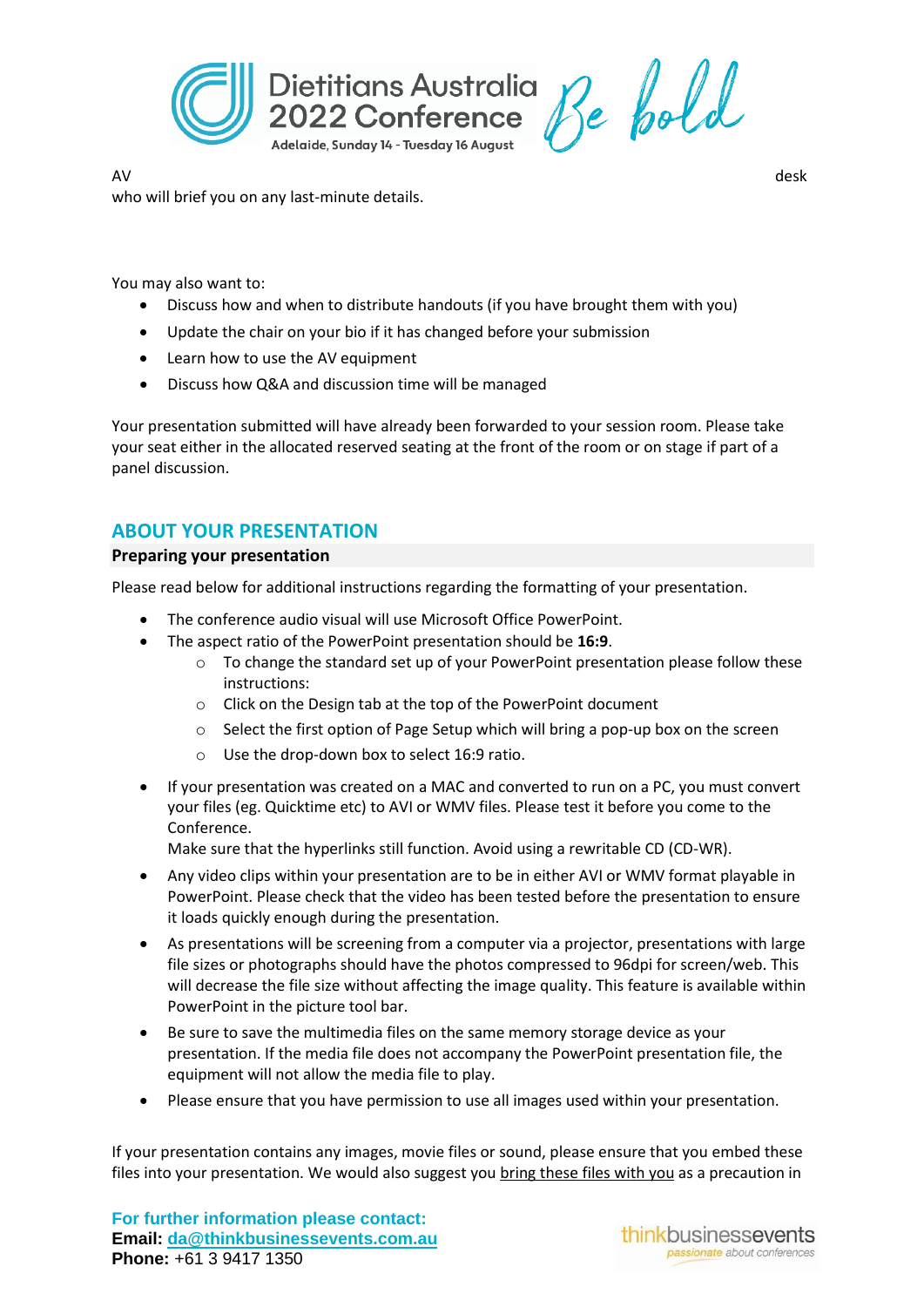AV desk who will brief you on any last-minute details.

You may also want to:

- Discuss how and when to distribute handouts (if you have brought them with you)
- Update the chair on your bio if it has changed before your submission
- Learn how to use the AV equipment
- Discuss how Q&A and discussion time will be managed

Your presentation submitted will have already been forwarded to your session room. Please take your seat either in the allocated reserved seating at the front of the room or on stage if part of a panel discussion.

## ABOUT YOUR PRESENTATION

### Preparing your presentation

Please read below for additional instructions regarding the formatting of your presentation.

- The conference audio visual will use Microsoft Office PowerPoint.
- The aspect ratio of the PowerPoint presentation should be **16:9**.
  - To change the standard set up of your PowerPoint presentation please follow these instructions:
  - Click on the Design tab at the top of the PowerPoint document
  - Select the first option of Page Setup which will bring a pop-up box on the screen
  - Use the drop-down box to select 16:9 ratio.
- If your presentation was created on a MAC and converted to run on a PC, you must convert your files (eg. Quicktime etc) to AVI or WMV files. Please test it before you come to the Conference.
  Make sure that the hyperlinks still function. Avoid using a rewritable CD (CD-WR).
- Any video clips within your presentation are to be in either AVI or WMV format playable in PowerPoint. Please check that the video has been tested before the presentation to ensure it loads quickly enough during the presentation.
- As presentations will be screening from a computer via a projector, presentations with large file sizes or photographs should have the photos compressed to 96dpi for screen/web. This will decrease the file size without affecting the image quality. This feature is available within PowerPoint in the picture tool bar.
- Be sure to save the multimedia files on the same memory storage device as your presentation. If the media file does not accompany the PowerPoint presentation file, the equipment will not allow the media file to play.
- Please ensure that you have permission to use all images used within your presentation.

If your presentation contains any images, movie files or sound, please ensure that you embed these files into your presentation. We would also suggest you bring these files with you as a precaution in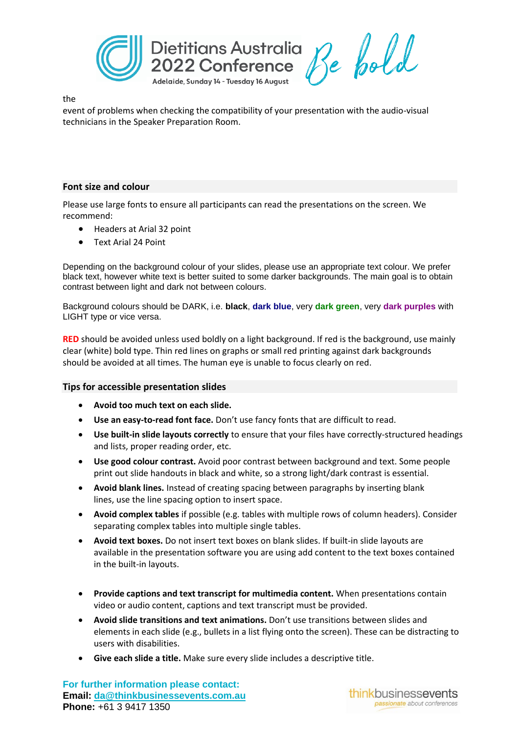the
event of problems when checking the compatibility of your presentation with the audio-visual technicians in the Speaker Preparation Room.

## Font size and colour

Please use large fonts to ensure all participants can read the presentations on the screen. We recommend:

- Headers at Arial 32 point
- Text Arial 24 Point

Depending on the background colour of your slides, please use an appropriate text colour. We prefer black text, however white text is better suited to some darker backgrounds. The main goal is to obtain contrast between light and dark not between colours.

Background colours should be DARK, i.e. **black**, **dark blue**, very **dark green**, very **dark purples** with LIGHT type or vice versa.

**RED** should be avoided unless used boldly on a light background. If red is the background, use mainly clear (white) bold type. Thin red lines on graphs or small red printing against dark backgrounds should be avoided at all times. The human eye is unable to focus clearly on red.

## Tips for accessible presentation slides

- **Avoid too much text on each slide.**
- **Use an easy-to-read font face.** Don't use fancy fonts that are difficult to read.
- **Use built-in slide layouts correctly** to ensure that your files have correctly-structured headings and lists, proper reading order, etc.
- **Use good colour contrast.** Avoid poor contrast between background and text. Some people print out slide handouts in black and white, so a strong light/dark contrast is essential.
- **Avoid blank lines.** Instead of creating spacing between paragraphs by inserting blank lines, use the line spacing option to insert space.
- **Avoid complex tables** if possible (e.g. tables with multiple rows of column headers). Consider separating complex tables into multiple single tables.
- **Avoid text boxes.** Do not insert text boxes on blank slides. If built-in slide layouts are available in the presentation software you are using add content to the text boxes contained in the built-in layouts.
- **Provide captions and text transcript for multimedia content.** When presentations contain video or audio content, captions and text transcript must be provided.
- **Avoid slide transitions and text animations.** Don't use transitions between slides and elements in each slide (e.g., bullets in a list flying onto the screen). These can be distracting to users with disabilities.
- **Give each slide a title.** Make sure every slide includes a descriptive title.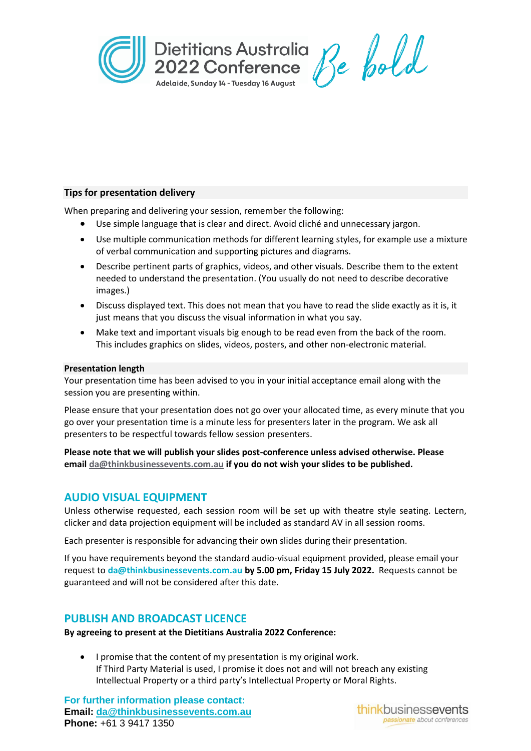### Tips for presentation delivery

When preparing and delivering your session, remember the following:

- Use simple language that is clear and direct. Avoid cliché and unnecessary jargon.
- Use multiple communication methods for different learning styles, for example use a mixture of verbal communication and supporting pictures and diagrams.
- Describe pertinent parts of graphics, videos, and other visuals. Describe them to the extent needed to understand the presentation. (You usually do not need to describe decorative images.)
- Discuss displayed text. This does not mean that you have to read the slide exactly as it is, it just means that you discuss the visual information in what you say.
- Make text and important visuals big enough to be read even from the back of the room. This includes graphics on slides, videos, posters, and other non-electronic material.

### Presentation length

Your presentation time has been advised to you in your initial acceptance email along with the session you are presenting within.

Please ensure that your presentation does not go over your allocated time, as every minute that you go over your presentation time is a minute less for presenters later in the program. We ask all presenters to be respectful towards fellow session presenters.

**Please note that we will publish your slides post-conference unless advised otherwise. Please email da@thinkbusinessevents.com.au if you do not wish your slides to be published.**

## AUDIO VISUAL EQUIPMENT

Unless otherwise requested, each session room will be set up with theatre style seating. Lectern, clicker and data projection equipment will be included as standard AV in all session rooms.

Each presenter is responsible for advancing their own slides during their presentation.

If you have requirements beyond the standard audio-visual equipment provided, please email your request to **da@thinkbusinessevents.com.au by 5.00 pm, Friday 15 July 2022.** Requests cannot be guaranteed and will not be considered after this date.

## PUBLISH AND BROADCAST LICENCE

**By agreeing to present at the Dietitians Australia 2022 Conference:**

- I promise that the content of my presentation is my original work. If Third Party Material is used, I promise it does not and will not breach any existing Intellectual Property or a third party's Intellectual Property or Moral Rights.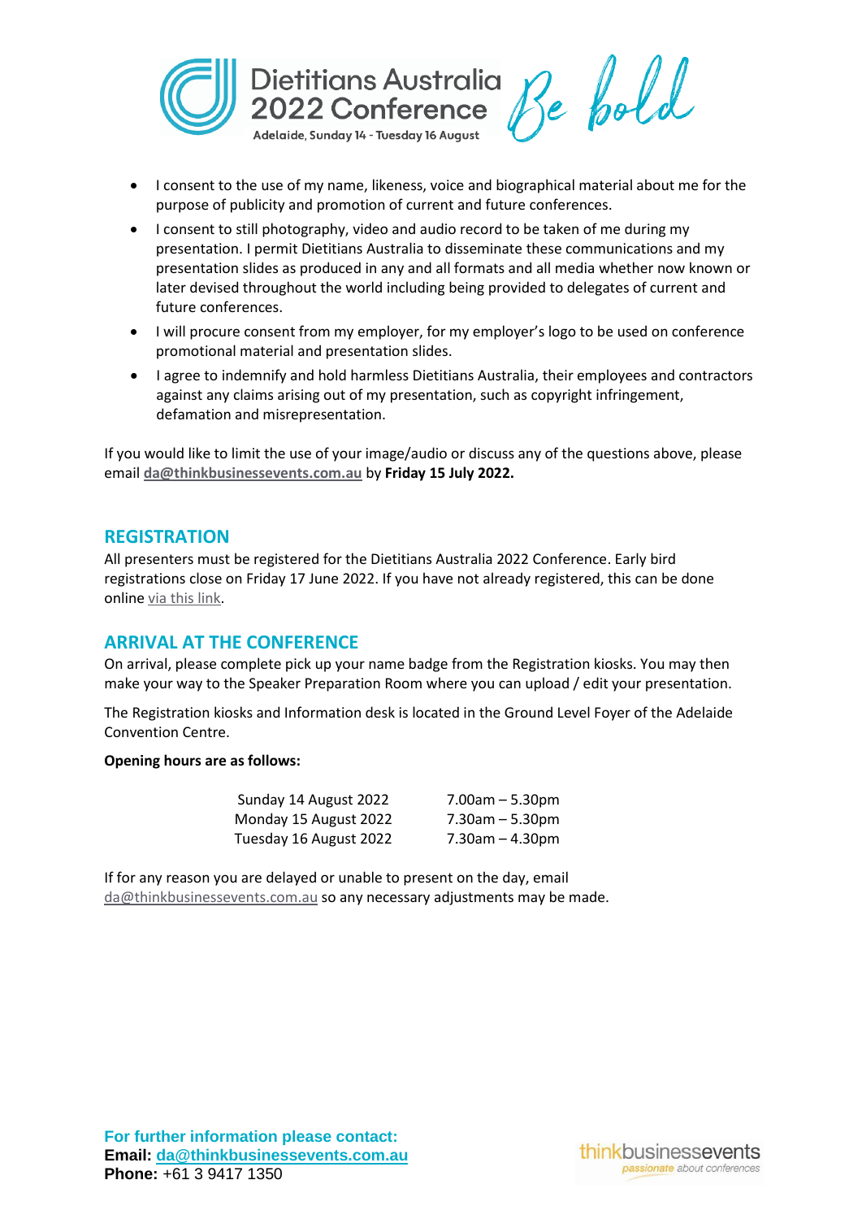- I consent to the use of my name, likeness, voice and biographical material about me for the purpose of publicity and promotion of current and future conferences.
- I consent to still photography, video and audio record to be taken of me during my presentation. I permit Dietitians Australia to disseminate these communications and my presentation slides as produced in any and all formats and all media whether now known or later devised throughout the world including being provided to delegates of current and future conferences.
- I will procure consent from my employer, for my employer's logo to be used on conference promotional material and presentation slides.
- I agree to indemnify and hold harmless Dietitians Australia, their employees and contractors against any claims arising out of my presentation, such as copyright infringement, defamation and misrepresentation.

If you would like to limit the use of your image/audio or discuss any of the questions above, please email **da@thinkbusinessevents.com.au** by **Friday 15 July 2022.**

## REGISTRATION

All presenters must be registered for the Dietitians Australia 2022 Conference. Early bird registrations close on Friday 17 June 2022. If you have not already registered, this can be done online via this link.

## ARRIVAL AT THE CONFERENCE

On arrival, please complete pick up your name badge from the Registration kiosks. You may then make your way to the Speaker Preparation Room where you can upload / edit your presentation.

The Registration kiosks and Information desk is located in the Ground Level Foyer of the Adelaide Convention Centre.

**Opening hours are as follows:**

| | |
|---|---|
| Sunday 14 August 2022 | 7.00am – 5.30pm |
| Monday 15 August 2022 | 7.30am – 5.30pm |
| Tuesday 16 August 2022 | 7.30am – 4.30pm |

If for any reason you are delayed or unable to present on the day, email da@thinkbusinessevents.com.au so any necessary adjustments may be made.

**For further information please contact:**
**Email:** **da@thinkbusinessevents.com.au**
**Phone:** +61 3 9417 1350